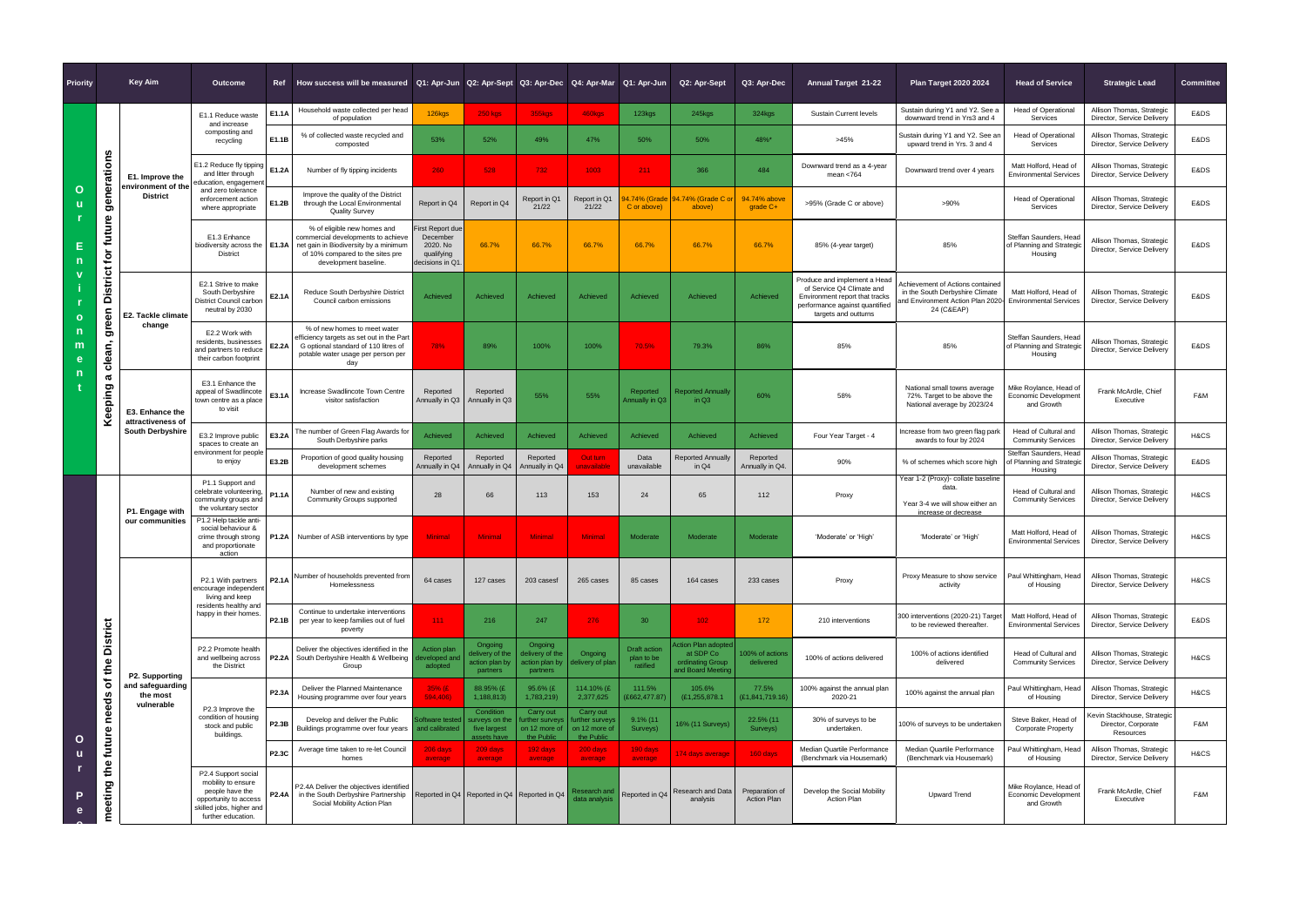| Priority | Key Aim | | Outcome | Ref | How success will be measured | Q1: Apr-Jun | Q2: Apr-Sept | Q3: Apr-Dec | Q4: Apr-Mar | Q1: Apr-Jun | Q2: Apr-Sept | Q3: Apr-Dec | Annual Target 21-22 | Plan Target 2020 2024 | Head of Service | Strategic Lead | Committee |
|---|---|---|---|---|---|---|---|---|---|---|---|---|---|---|---|---|---|
| Our Environment | Keeping a clean, green District for future generations | E1. Improve the environment of the District | E1.1 Reduce waste and increase composting and recycling | E1.1A | Household waste collected per head of population | 126kgs | 250 kgs | 365kgs | 480kgs | 123kgs | 245kgs | 324kgs | Sustain Current levels | Sustain during Y1 and Y2. See a downward trend in Yrs3 and 4 | Head of Operational Services | Allison Thomas, Strategic Director, Service Delivery | E&DS |
| | | | | E1.1B | % of collected waste recycled and composted | 53% | 52% | 49% | 47% | 50% | 50% | 48%* | >45% | Sustain during Y1 and Y2. See an upward trend in Yrs. 3 and 4 | Head of Operational Services | Allison Thomas, Strategic Director, Service Delivery | E&DS |
| | | | E1.2 Reduce fly tipping and litter through education, engagement and zero tolerance enforcement action where appropriate | E1.2A | Number of fly tipping incidents | 240 | 520 | 732 | 1003 | 211 | 366 | 484 | Downward trend as a 4-year mean <764 | Downward trend over 4 years | Matt Holford, Head of Environmental Services | Allison Thomas, Strategic Director, Service Delivery | E&DS |
| | | | | E1.2B | Improve the quality of the District through the Local Environmental Quality Survey | Report in Q4 | Report in Q4 | Report in Q1 21/22 | Report in Q1 21/22 | 94.74% (Grade C or above) | 94.74% (Grade C or above) | 94.74% above grade C+ | >95% (Grade C or above) | >90% | Head of Operational Services | Allison Thomas, Strategic Director, Service Delivery | E&DS |
| | | | E1.3 Enhance biodiversity across the District | E1.3A | % of eligible new homes and commercial developments to achieve net gain in Biodiversity by a minimum of 10% compared to the sites pre development baseline. | First Report due December 2020. No qualifying decisions in Q1. | 66.7% | 66.7% | 66.7% | 66.7% | 66.7% | 66.7% | 85% (4-year target) | 85% | Steffan Saunders, Head of Planning and Strategic Housing | Allison Thomas, Strategic Director, Service Delivery | E&DS |
| | | E2. Tackle climate change | E2.1 Strive to make South Derbyshire District Council carbon neutral by 2030 | E2.1A | Reduce South Derbyshire District Council carbon emissions | Achieved | Achieved | Achieved | Achieved | Achieved | Achieved | Achieved | Produce and implement a Head of Service Q4 Climate and Environment report that tracks performance against quantified targets and outturns | Achievement of Actions contained in the South Derbyshire Climate and Environment Action Plan 2020-24 (C&EAP) | Matt Holford, Head of Environmental Services | Allison Thomas, Strategic Director, Service Delivery | E&DS |
| | | | E2.2 Work with residents, businesses and partners to reduce their carbon footprint | E2.2A | % of new homes to meet water efficiency targets as set out in the Part G optional standard of 110 litres of potable water usage per person per day | 79% | 89% | 100% | 100% | 70.5% | 79.3% | 86% | 85% | 85% | Steffan Saunders, Head of Planning and Strategic Housing | Allison Thomas, Strategic Director, Service Delivery | E&DS |
| | | E3. Enhance the attractiveness of South Derbyshire | E3.1 Enhance the appeal of Swadlincote town centre as a place to visit | E3.1A | Increase Swadlincote Town Centre visitor satisfaction | Reported Annually in Q3 | Reported Annually in Q3 | 55% | 55% | Reported Annually in Q3 | Reported Annually in Q3 | 60% | 58% | National small towns average 72%. Target to be above the National average by 2023/24 | Mike Roylance, Head of Economic Development and Growth | Frank McArdle, Chief Executive | F&M |
| | | | E3.2 Improve public spaces to create an environment for people to enjoy | E3.2A | The number of Green Flag Awards for South Derbyshire parks | Achieved | Achieved | Achieved | Achieved | Achieved | Achieved | Achieved | Four Year Target - 4 | Increase from two green flag park awards to four by 2024 | Head of Cultural and Community Services | Allison Thomas, Strategic Director, Service Delivery | H&CS |
| | | | | E3.2B | Proportion of good quality housing development schemes | Reported Annually in Q4 | Reported Annually in Q4 | Reported Annually in Q4 | Out turn unavailable | Data unavailable | Reported Annually in Q4 | Reported Annually in Q4. | 90% | % of schemes which score high | Steffan Saunders, Head of Planning and Strategic Housing | Allison Thomas, Strategic Director, Service Delivery | E&DS |
| Our People | meeting the future needs of the District | P1. Engage with our communities | P1.1 Support and celebrate volunteering, community groups and the voluntary sector | P1.1A | Number of new and existing Community Groups supported | 28 | 66 | 113 | 153 | 24 | 65 | 112 | Proxy | Year 1-2 (Proxy)- collate baseline data. Year 3-4 we will show either an increase or decrease | Head of Cultural and Community Services | Allison Thomas, Strategic Director, Service Delivery | H&CS |
| | | | P1.2 Help tackle anti-social behaviour & crime through strong and proportionate action | P1.2A | Number of ASB interventions by type | Minimal | Minimal | Minimal | Minimal | Moderate | Moderate | Moderate | 'Moderate' or 'High' | 'Moderate' or 'High' | Matt Holford, Head of Environmental Services | Allison Thomas, Strategic Director, Service Delivery | H&CS |
| | | P2. Supporting and safeguarding the most vulnerable | P2.1 With partners encourage independent living and keep residents healthy and happy in their homes. | P2.1A | Number of households prevented from Homelessness | 64 cases | 127 cases | 203 casesf | 265 cases | 85 cases | 164 cases | 233 cases | Proxy | Proxy Measure to show service activity | Paul Whittingham, Head of Housing | Allison Thomas, Strategic Director, Service Delivery | H&CS |
| | | | | P2.1B | Continue to undertake interventions per year to keep families out of fuel poverty | 111 | 216 | 247 | 278 | 30 | 102 | 172 | 210 interventions | 300 interventions (2020-21) Target to be reviewed thereafter. | Matt Holford, Head of Environmental Services | Allison Thomas, Strategic Director, Service Delivery | E&DS |
| | | | P2.2 Promote health and wellbeing across the District | P2.2A | Deliver the objectives identified in the South Derbyshire Health & Wellbeing Group | Action plan developed and adopted | Ongoing delivery of the action plan by partners | Ongoing delivery of the action plan by partners | Ongoing delivery of plan | Draft action plan to be ratified | Action Plan adopted at SDP Co ordinating Group and Board Meeting | 100% of actions delivered | 100% of actions delivered | 100% of actions identified delivered | Head of Cultural and Community Services | Allison Thomas, Strategic Director, Service Delivery | H&CS |
| | | | P2.3 Improve the condition of housing stock and public buildings. | P2.3A | Deliver the Planned Maintenance Housing programme over four years | 35% (£ 584,106) | 88.95% (£ 1,188,813) | 95.6% (£ 1,783,219) | 114.10% (£ 2,377,625 | 111.5% (£662,477.87) | 105.6% (£1,255,878.1 | 77.5% (£1,841,719.16) | 100% against the annual plan 2020-21 | 100% against the annual plan | Paul Whittingham, Head of Housing | Allison Thomas, Strategic Director, Service Delivery | H&CS |
| | | | | P2.3B | Develop and deliver the Public Buildings programme over four years | Software tested and calibrated | Condition surveys on the five largest assets have | Carry out further surveys on 12 more of the Public | Carry out further surveys on 12 more of the Public | 9.1% (11 Surveys) | 16% (11 Surveys) | 22.5% (11 Surveys) | 30% of surveys to be undertaken. | 100% of surveys to be undertaken | Steve Baker, Head of Corporate Property | Kevin Stackhouse, Strategic Director, Corporate Resources | F&M |
| | | | | P2.3C | Average time taken to re-let Council homes | 206 days average | 209 days average | 192 days average | 200 days average | 160 days average | 174 days average | 169 days | Median Quartile Performance (Benchmark via Housemark) | Median Quartile Performance (Benchmark via Housemark) | Paul Whittingham, Head of Housing | Allison Thomas, Strategic Director, Service Delivery | H&CS |
| | | | P2.4 Support social mobility to ensure people have the opportunity to access skilled jobs, higher and further education. | P2.4A | P2.4A Deliver the objectives identified in the South Derbyshire Partnership Social Mobility Action Plan | Reported in Q4 | Reported in Q4 | Reported in Q4 | Research and data analysis | Reported in Q4 | Research and Data analysis | Preparation of Action Plan | Develop the Social Mobility Action Plan | Upward Trend | Mike Roylance, Head of Economic Development and Growth | Frank McArdle, Chief Executive | F&M |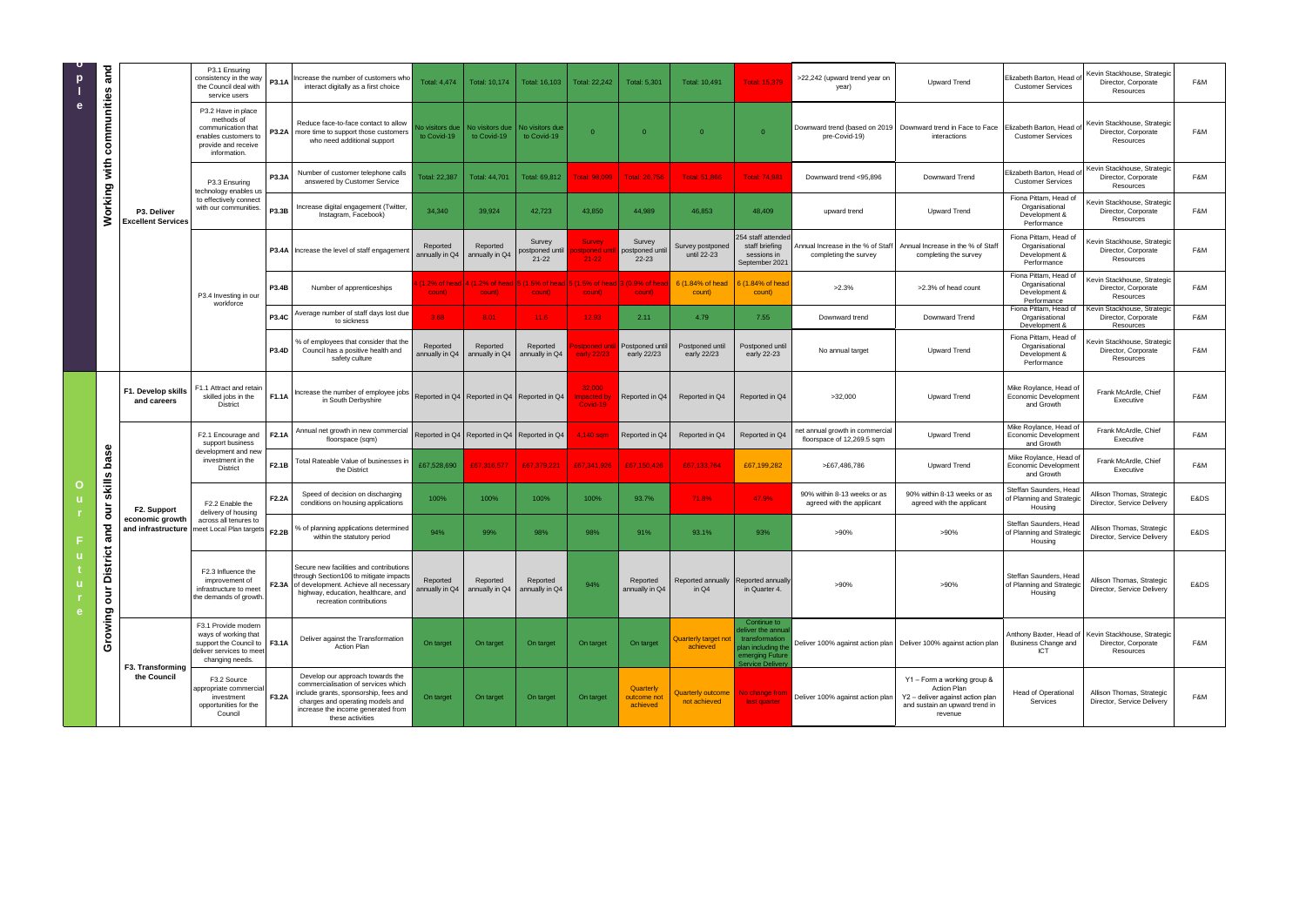| | | | | | | | | | | | | | | | | | |
|---|---|---|---|---|---|---|---|---|---|---|---|---|---|---|---|---|---|
| Working with communities and | | P3. Deliver Excellent Services | P3.1 Ensuring consistency in the way the Council deal with service users | P3.1A | Increase the number of customers who interact digitally as a first choice | Total: 4,474 | Total: 10,174 | Total: 16,103 | Total: 22,242 | Total: 5,301 | Total: 10,491 | Total: 15,379 | >22,242 (upward trend year on year) | Upward Trend | Elizabeth Barton, Head of Customer Services | Kevin Stackhouse, Strategic Director, Corporate Resources | F&M |
| | | | P3.2 Have in place methods of communication that enables customers to provide and receive information. | P3.2A | Reduce face-to-face contact to allow more time to support those customers who need additional support | No visitors due to Covid-19 | No visitors due to Covid-19 | No visitors due to Covid-19 | 0 | 0 | 0 | 0 | Downward trend (based on 2019 pre-Covid-19) | Downward trend in Face to Face interactions | Elizabeth Barton, Head of Customer Services | Kevin Stackhouse, Strategic Director, Corporate Resources | F&M |
| | | | P3.3 Ensuring technology enables us to effectively connect with our communities. | P3.3A | Number of customer telephone calls answered by Customer Service | Total: 22,387 | Total: 44,701 | Total: 69,812 | Total: 98,099 | Total: 26,756 | Total: 51,665 | Total: 74,982 | Downward trend <95,896 | Downward Trend | Elizabeth Barton, Head of Customer Services | Kevin Stackhouse, Strategic Director, Corporate Resources | F&M |
| | | | | P3.3B | Increase digital engagement (Twitter, Instagram, Facebook) | 34,340 | 39,924 | 42,723 | 43,850 | 44,989 | 46,853 | 48,409 | upward trend | Upward Trend | Fiona Pittam, Head of Organisational Development & Performance | Kevin Stackhouse, Strategic Director, Corporate Resources | F&M |
| | | | P3.4 Investing in our workforce | P3.4A | Increase the level of staff engagement | Reported annually in Q4 | Reported annually in Q4 | Survey postponed until 21-22 | Survey postponed until 21-22 | Survey postponed until 22-23 | Survey postponed until 22-23 | 254 staff attended staff briefing sessions in September 2021 | Annual Increase in the % of Staff completing the survey | Annual Increase in the % of Staff completing the survey | Fiona Pittam, Head of Organisational Development & Performance | Kevin Stackhouse, Strategic Director, Corporate Resources | F&M |
| | | | | P3.4B | Number of apprenticeships | 4 (1.2% of head count) | 4 (1.2% of head count) | 5 (1.5% of head count) | 5 (1.5% of head count) | 3 (0.9% of head count) | 6 (1.84% of head count) | 6 (1.84% of head count) | >2.3% | >2.3% of head count | Fiona Pittam, Head of Organisational Development & Performance | Kevin Stackhouse, Strategic Director, Corporate Resources | F&M |
| | | | | P3.4C | Average number of staff days lost due to sickness | 3.68 | 8.01 | 11.6 | 12.93 | 2.11 | 4.79 | 7.55 | Downward trend | Downward Trend | Fiona Pittam, Head of Organisational Development & | Kevin Stackhouse, Strategic Director, Corporate Resources | F&M |
| | | | | P3.4D | % of employees that consider that the Council has a positive health and safety culture | Reported annually in Q4 | Reported annually in Q4 | Reported annually in Q4 | Postponed until early 22/23 | Postponed until early 22/23 | Postponed until early 22/23 | Postponed until early 22-23 | No annual target | Upward Trend | Fiona Pittam, Head of Organisational Development & Performance | Kevin Stackhouse, Strategic Director, Corporate Resources | F&M |
| Our Future | Growing our District and our skills base | F1. Develop skills and careers | F1.1 Attract and retain skilled jobs in the District | F1.1A | Increase the number of employee jobs in South Derbyshire | Reported in Q4 | Reported in Q4 | Reported in Q4 | 32,000 impacted by Covid-19 | Reported in Q4 | Reported in Q4 | Reported in Q4 | >32,000 | Upward Trend | Mike Roylance, Head of Economic Development and Growth | Frank McArdle, Chief Executive | F&M |
| | | F2. Support economic growth and infrastructure | F2.1 Encourage and support business development and new investment in the District | F2.1A | Annual net growth in new commercial floorspace (sqm) | Reported in Q4 | Reported in Q4 | Reported in Q4 | 4,140 sqm | Reported in Q4 | Reported in Q4 | Reported in Q4 | net annual growth in commercial floorspace of 12,269.5 sqm | Upward Trend | Mike Roylance, Head of Economic Development and Growth | Frank McArdle, Chief Executive | F&M |
| | | | | F2.1B | Total Rateable Value of businesses in the District | £67,528,690 | £67,316,577 | £67,379,221 | £67,341,926 | £67,150,428 | £67,133,764 | £67,199,282 | >£67,486,786 | Upward Trend | Mike Roylance, Head of Economic Development and Growth | Frank McArdle, Chief Executive | F&M |
| | | | F2.2 Enable the delivery of housing across all tenures to meet Local Plan targets | F2.2A | Speed of decision on discharging conditions on housing applications | 100% | 100% | 100% | 100% | 93.7% | 71.8% | 47.9% | 90% within 8-13 weeks or as agreed with the applicant | 90% within 8-13 weeks or as agreed with the applicant | Steffan Saunders, Head of Planning and Strategic Housing | Allison Thomas, Strategic Director, Service Delivery | E&DS |
| | | | | F2.2B | % of planning applications determined within the statutory period | 94% | 99% | 98% | 98% | 91% | 93.1% | 93% | >90% | >90% | Steffan Saunders, Head of Planning and Strategic Housing | Allison Thomas, Strategic Director, Service Delivery | E&DS |
| | | | F2.3 Influence the improvement of infrastructure to meet the demands of growth. | F2.3A | Secure new facilities and contributions through Section106 to mitigate impacts of development. Achieve all necessary highway, education, healthcare, and recreation contributions | Reported annually in Q4 | Reported annually in Q4 | Reported annually in Q4 | 94% | Reported annually in Q4 | Reported annually in Q4 | Reported annually in Quarter 4. | >90% | >90% | Steffan Saunders, Head of Planning and Strategic Housing | Allison Thomas, Strategic Director, Service Delivery | E&DS |
| | | F3. Transforming the Council | F3.1 Provide modern ways of working that support the Council to deliver services to meet changing needs. | F3.1A | Deliver against the Transformation Action Plan | On target | On target | On target | On target | On target | Quarterly target not achieved | Continue to deliver the annual transformation plan including the emerging Future Service Delivery | Deliver 100% against action plan | Deliver 100% against action plan | Anthony Baxter, Head of Business Change and ICT | Kevin Stackhouse, Strategic Director, Corporate Resources | F&M |
| | | | F3.2 Source appropriate commercial investment opportunities for the Council | F3.2A | Develop our approach towards the commercialisation of services which include grants, sponsorship, fees and charges and operating models and increase the income generated from these activities | On target | On target | On target | On target | Quarterly outcome not achieved | Quarterly outcome not achieved | No change from last quarter | Deliver 100% against action plan | Y1 – Form a working group & Action Plan Y2 – deliver against action plan and sustain an upward trend in revenue | Head of Operational Services | Allison Thomas, Strategic Director, Service Delivery | F&M |